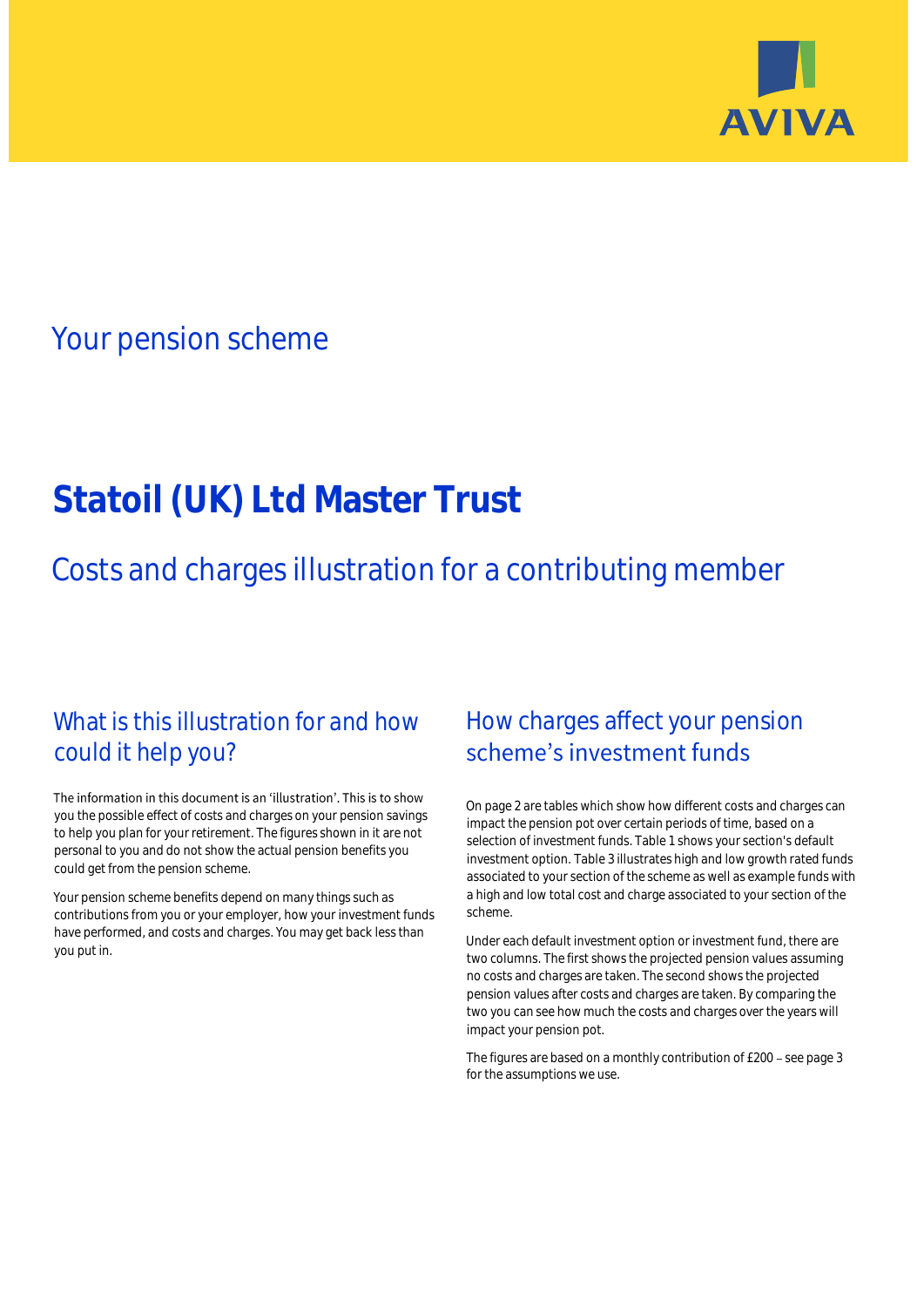AVIVA

## Your pension scheme

# Statoil (UK) Ltd Master Trust

## Costs and charges illustration for a contributing member

### What is this illustration for and how could it help you?

The information in this document is an 'illustration'. This is to show you the possible effect of costs and charges on your pension savings to help you plan for your retirement. The figures shown in it are not personal to you and do not show the actual pension benefits you could get from the pension scheme.

Your pension scheme benefits depend on many things such as contributions from you or your employer, how your investment funds have performed, and costs and charges. You may get back less than you put in.

### How charges affect your pension scheme's investment funds

On page 2 are tables which show how different costs and charges can impact the pension pot over certain periods of time, based on a selection of investment funds. Table 1 shows your section's default investment option. Table 3 illustrates high and low growth rated funds associated to your section of the scheme as well as example funds with a high and low total cost and charge associated to your section of the scheme.

Under each default investment option or investment fund, there are two columns. The first shows the projected pension values assuming no costs and charges are taken. The second shows the projected pension values after costs and charges are taken. By comparing the two you can see how much the costs and charges over the years will impact your pension pot.

The figures are based on a monthly contribution of £200 – see page 3 for the assumptions we use.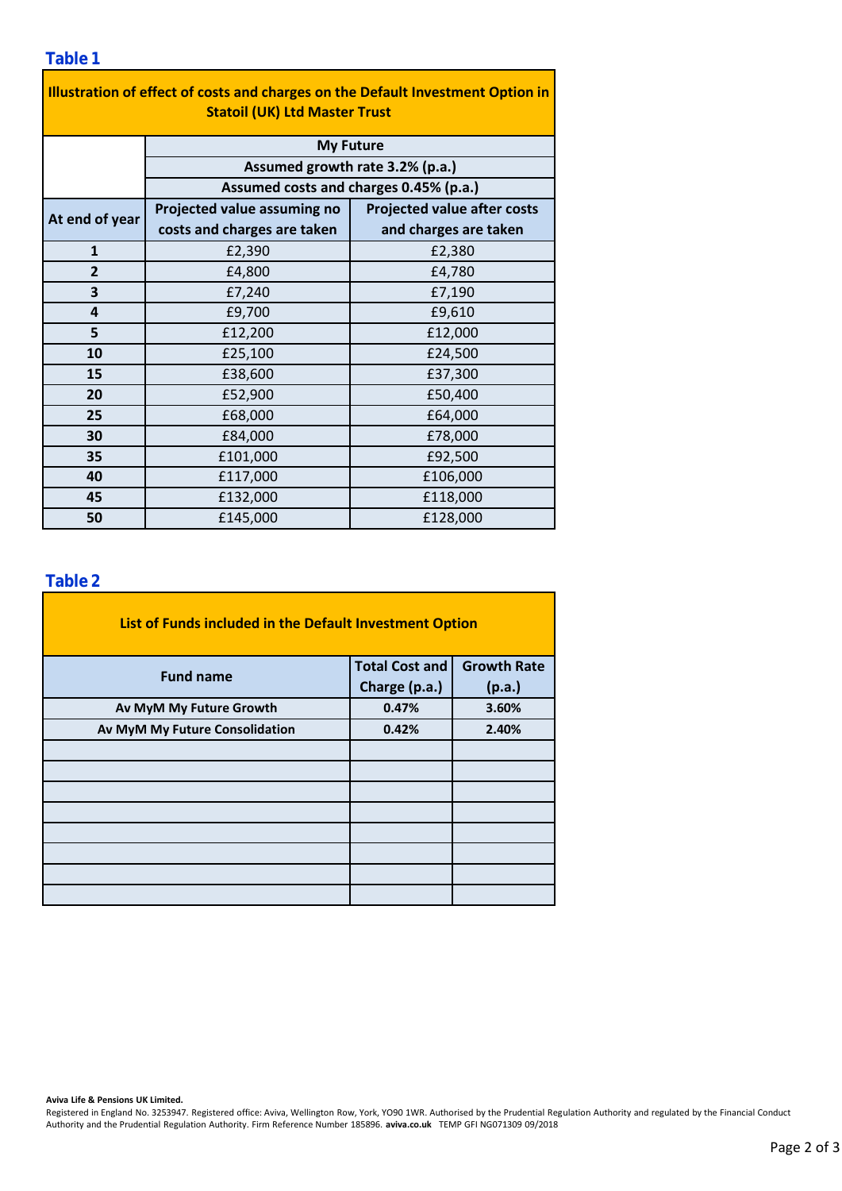## Table 1

| Illustration of effect of costs and charges on the Default Investment Option in Statoil (UK) Ltd Master Trust | | |
|---|---|---|
| | My Future | |
| | Assumed growth rate 3.2% (p.a.) | |
| | Assumed costs and charges 0.45% (p.a.) | |
| At end of year | Projected value assuming no costs and charges are taken | Projected value after costs and charges are taken |
| 1 | £2,390 | £2,380 |
| 2 | £4,800 | £4,780 |
| 3 | £7,240 | £7,190 |
| 4 | £9,700 | £9,610 |
| 5 | £12,200 | £12,000 |
| 10 | £25,100 | £24,500 |
| 15 | £38,600 | £37,300 |
| 20 | £52,900 | £50,400 |
| 25 | £68,000 | £64,000 |
| 30 | £84,000 | £78,000 |
| 35 | £101,000 | £92,500 |
| 40 | £117,000 | £106,000 |
| 45 | £132,000 | £118,000 |
| 50 | £145,000 | £128,000 |

## Table 2

| List of Funds included in the Default Investment Option | | |
|---|---|---|
| Fund name | Total Cost and Charge (p.a.) | Growth Rate (p.a.) |
| Av MyM My Future Growth | 0.47% | 3.60% |
| Av MyM My Future Consolidation | 0.42% | 2.40% |
| | | |
| | | |
| | | |
| | | |
| | | |
| | | |
| | | |
| | | |

**Aviva Life & Pensions UK Limited.**
Registered in England No. 3253947. Registered office: Aviva, Wellington Row, York, YO90 1WR. Authorised by the Prudential Regulation Authority and regulated by the Financial Conduct Authority and the Prudential Regulation Authority. Firm Reference Number 185896. **aviva.co.uk** TEMP GFI NG071309 09/2018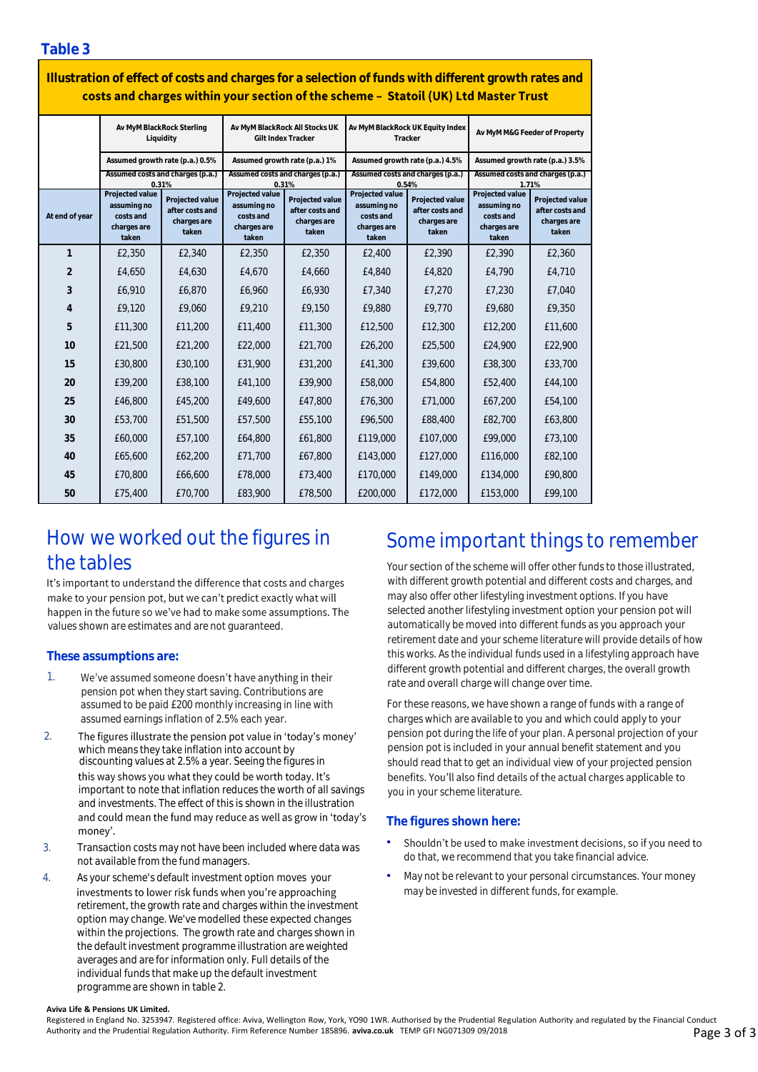## Table 3

| Illustration of effect of costs and charges for a selection of funds with different growth rates and costs and charges within your section of the scheme – Statoil (UK) Ltd Master Trust | | | | | | | | |
|---|---|---|---|---|---|---|---|---|
| | Av MyM BlackRock Sterling Liquidity | | Av MyM BlackRock All Stocks UK Gilt Index Tracker | | Av MyM BlackRock UK Equity Index Tracker | | Av MyM M&G Feeder of Property | |
| | Assumed growth rate (p.a.) 0.5% | | Assumed growth rate (p.a.) 1% | | Assumed growth rate (p.a.) 4.5% | | Assumed growth rate (p.a.) 3.5% | |
| | Assumed costs and charges (p.a.) 0.31% | | Assumed costs and charges (p.a.) 0.31% | | Assumed costs and charges (p.a.) 0.54% | | Assumed costs and charges (p.a.) 1.71% | |
| At end of year | Projected value assuming no costs and charges are taken | Projected value after costs and charges are taken | Projected value assuming no costs and charges are taken | Projected value after costs and charges are taken | Projected value assuming no costs and charges are taken | Projected value after costs and charges are taken | Projected value assuming no costs and charges are taken | Projected value after costs and charges are taken |
| 1 | £2,350 | £2,340 | £2,350 | £2,350 | £2,400 | £2,390 | £2,390 | £2,360 |
| 2 | £4,650 | £4,630 | £4,670 | £4,660 | £4,840 | £4,820 | £4,790 | £4,710 |
| 3 | £6,910 | £6,870 | £6,960 | £6,930 | £7,340 | £7,270 | £7,230 | £7,040 |
| 4 | £9,120 | £9,060 | £9,210 | £9,150 | £9,880 | £9,770 | £9,680 | £9,350 |
| 5 | £11,300 | £11,200 | £11,400 | £11,300 | £12,500 | £12,300 | £12,200 | £11,600 |
| 10 | £21,500 | £21,200 | £22,000 | £21,700 | £26,200 | £25,500 | £24,900 | £22,900 |
| 15 | £30,800 | £30,100 | £31,900 | £31,200 | £41,300 | £39,600 | £38,300 | £33,700 |
| 20 | £39,200 | £38,100 | £41,100 | £39,900 | £58,000 | £54,800 | £52,400 | £44,100 |
| 25 | £46,800 | £45,200 | £49,600 | £47,800 | £76,300 | £71,000 | £67,200 | £54,100 |
| 30 | £53,700 | £51,500 | £57,500 | £55,100 | £96,500 | £88,400 | £82,700 | £63,800 |
| 35 | £60,000 | £57,100 | £64,800 | £61,800 | £119,000 | £107,000 | £99,000 | £73,100 |
| 40 | £65,600 | £62,200 | £71,700 | £67,800 | £143,000 | £127,000 | £116,000 | £82,100 |
| 45 | £70,800 | £66,600 | £78,000 | £73,400 | £170,000 | £149,000 | £134,000 | £90,800 |
| 50 | £75,400 | £70,700 | £83,900 | £78,500 | £200,000 | £172,000 | £153,000 | £99,100 |

# How we worked out the figures in the tables

It's important to understand the difference that costs and charges make to your pension pot, but we can't predict exactly what will happen in the future so we've had to make some assumptions. The values shown are estimates and are not guaranteed.

### These assumptions are:

1. We've assumed someone doesn't have anything in their pension pot when they start saving. Contributions are assumed to be paid £200 monthly increasing in line with assumed earnings inflation of 2.5% each year.
2. The figures illustrate the pension pot value in 'today's money' which means they take inflation into account by discounting values at 2.5% a year. Seeing the figures in this way shows you what they could be worth today. It's important to note that inflation reduces the worth of all savings and investments. The effect of this is shown in the illustration and could mean the fund may reduce as well as grow in 'today's money'.
3. Transaction costs may not have been included where data was not available from the fund managers.
4. As your scheme's default investment option moves your investments to lower risk funds when you're approaching retirement, the growth rate and charges within the investment option may change. We've modelled these expected changes within the projections. The growth rate and charges shown in the default investment programme illustration are weighted averages and are for information only. Full details of the individual funds that make up the default investment programme are shown in table 2.

# Some important things to remember

Your section of the scheme will offer other funds to those illustrated, with different growth potential and different costs and charges, and may also offer other lifestyling investment options. If you have selected another lifestyling investment option your pension pot will automatically be moved into different funds as you approach your retirement date and your scheme literature will provide details of how this works. As the individual funds used in a lifestyling approach have different growth potential and different charges, the overall growth rate and overall charge will change over time.

For these reasons, we have shown a range of funds with a range of charges which are available to you and which could apply to your pension pot during the life of your plan. A personal projection of your pension pot is included in your annual benefit statement and you should read that to get an individual view of your projected pension benefits. You'll also find details of the actual charges applicable to you in your scheme literature.

### The figures shown here:

- Shouldn't be used to make investment decisions, so if you need to do that, we recommend that you take financial advice.
- May not be relevant to your personal circumstances. Your money may be invested in different funds, for example.

**Aviva Life & Pensions UK Limited.**
Registered in England No. 3253947. Registered office: Aviva, Wellington Row, York, YO90 1WR. Authorised by the Prudential Regulation Authority and regulated by the Financial Conduct Authority and the Prudential Regulation Authority. Firm Reference Number 185896. **aviva.co.uk** TEMP GFI NG071309 09/2018